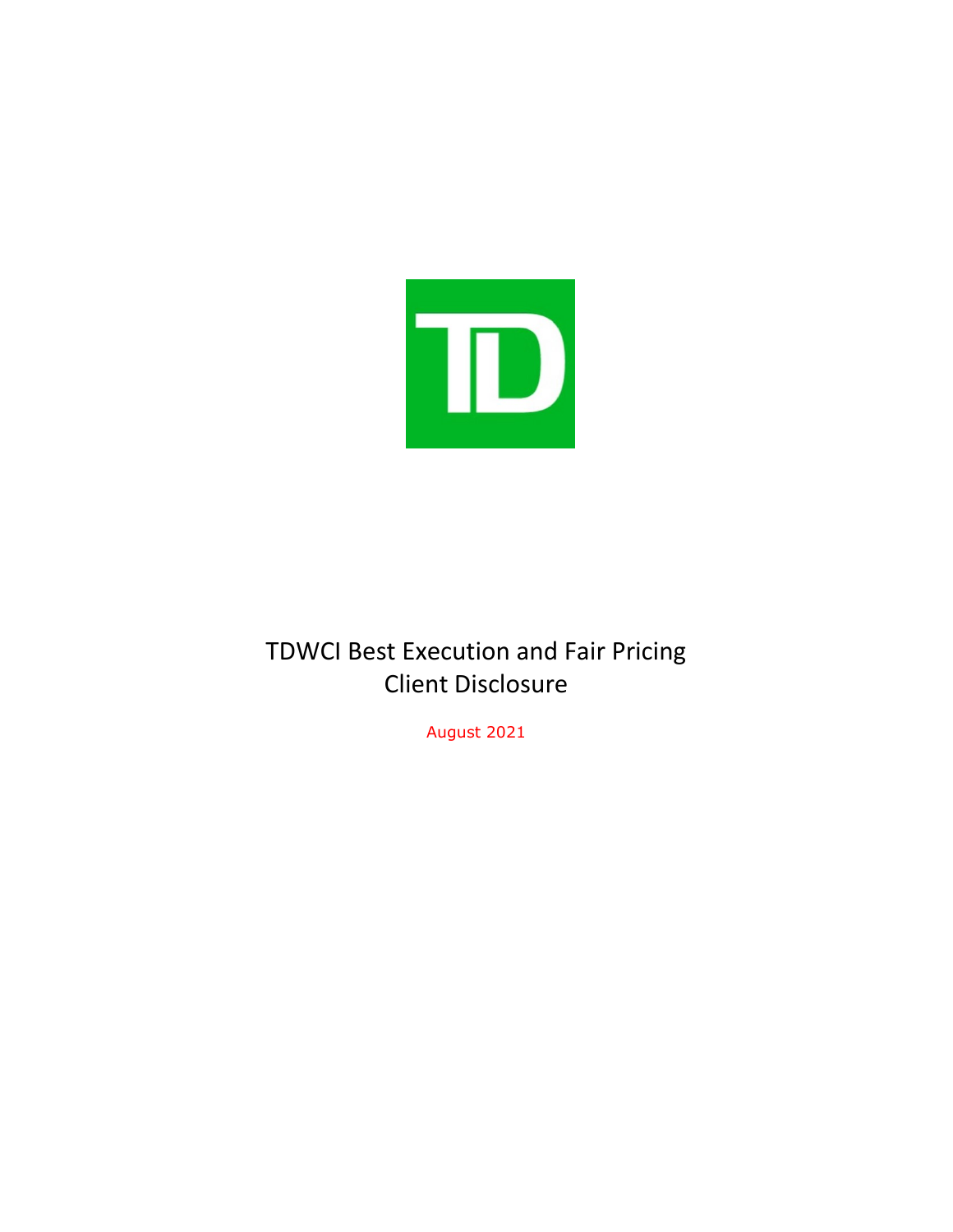# TDWCI Best Execution and Fair Pricing Client Disclosure

August 2021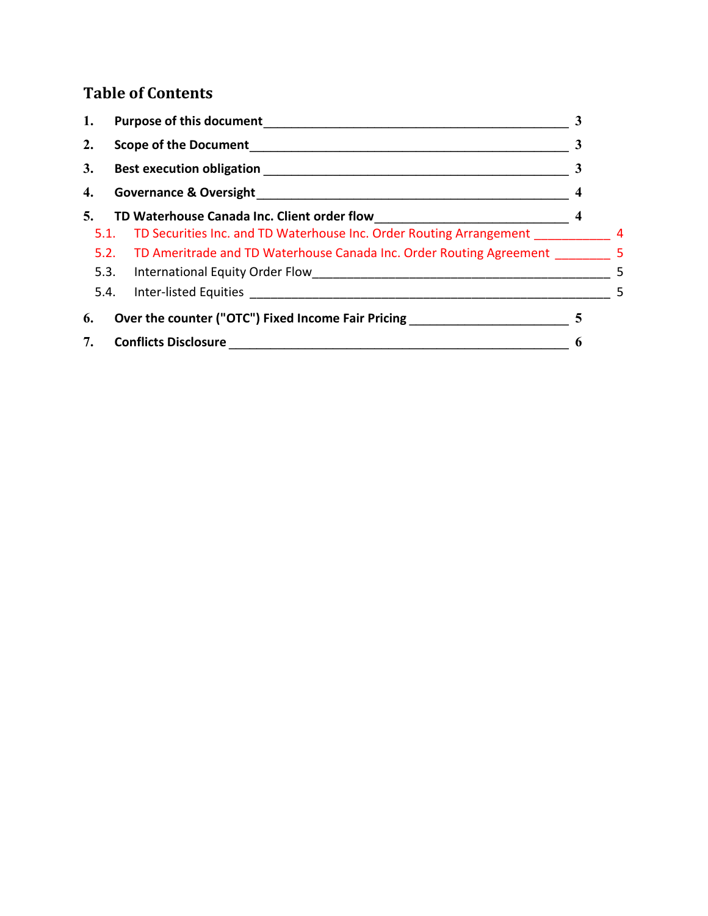# Table of Contents

1. **Purpose of this document** 3
2. **Scope of the Document** 3
3. **Best execution obligation** 3
4. **Governance & Oversight** 4
5. **TD Waterhouse Canada Inc. Client order flow** 4
   - 5.1. TD Securities Inc. and TD Waterhouse Inc. Order Routing Arrangement 4
   - 5.2. TD Ameritrade and TD Waterhouse Canada Inc. Order Routing Agreement 5
   - 5.3. International Equity Order Flow 5
   - 5.4. Inter-listed Equities 5
6. **Over the counter ("OTC") Fixed Income Fair Pricing** 5
7. **Conflicts Disclosure** 6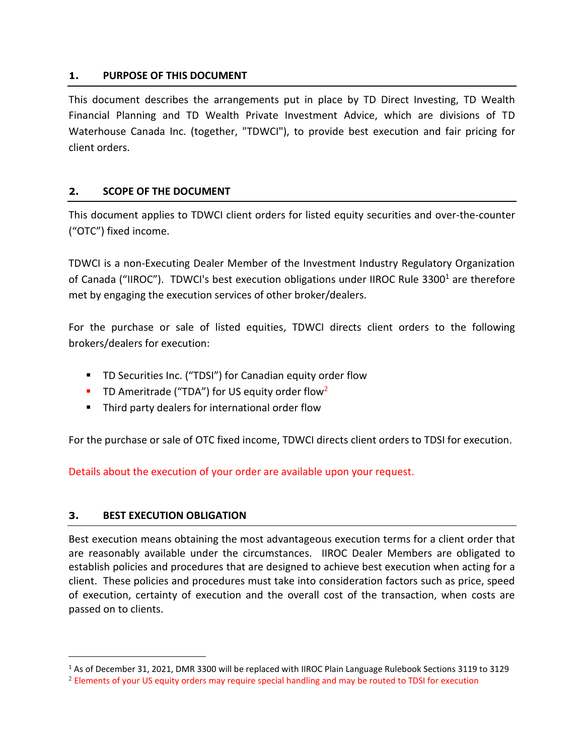## 1. PURPOSE OF THIS DOCUMENT

This document describes the arrangements put in place by TD Direct Investing, TD Wealth Financial Planning and TD Wealth Private Investment Advice, which are divisions of TD Waterhouse Canada Inc. (together, "TDWCI"), to provide best execution and fair pricing for client orders.

## 2. SCOPE OF THE DOCUMENT

This document applies to TDWCI client orders for listed equity securities and over-the-counter ("OTC") fixed income.

TDWCI is a non-Executing Dealer Member of the Investment Industry Regulatory Organization of Canada ("IIROC"). TDWCI's best execution obligations under IIROC Rule 3300[1] are therefore met by engaging the execution services of other broker/dealers.

For the purchase or sale of listed equities, TDWCI directs client orders to the following brokers/dealers for execution:

- TD Securities Inc. ("TDSI") for Canadian equity order flow
- TD Ameritrade ("TDA") for US equity order flow[2]
- Third party dealers for international order flow

For the purchase or sale of OTC fixed income, TDWCI directs client orders to TDSI for execution.

Details about the execution of your order are available upon your request.

## 3. BEST EXECUTION OBLIGATION

Best execution means obtaining the most advantageous execution terms for a client order that are reasonably available under the circumstances. IIROC Dealer Members are obligated to establish policies and procedures that are designed to achieve best execution when acting for a client. These policies and procedures must take into consideration factors such as price, speed of execution, certainty of execution and the overall cost of the transaction, when costs are passed on to clients.

---

[1] As of December 31, 2021, DMR 3300 will be replaced with IIROC Plain Language Rulebook Sections 3119 to 3129

[2] Elements of your US equity orders may require special handling and may be routed to TDSI for execution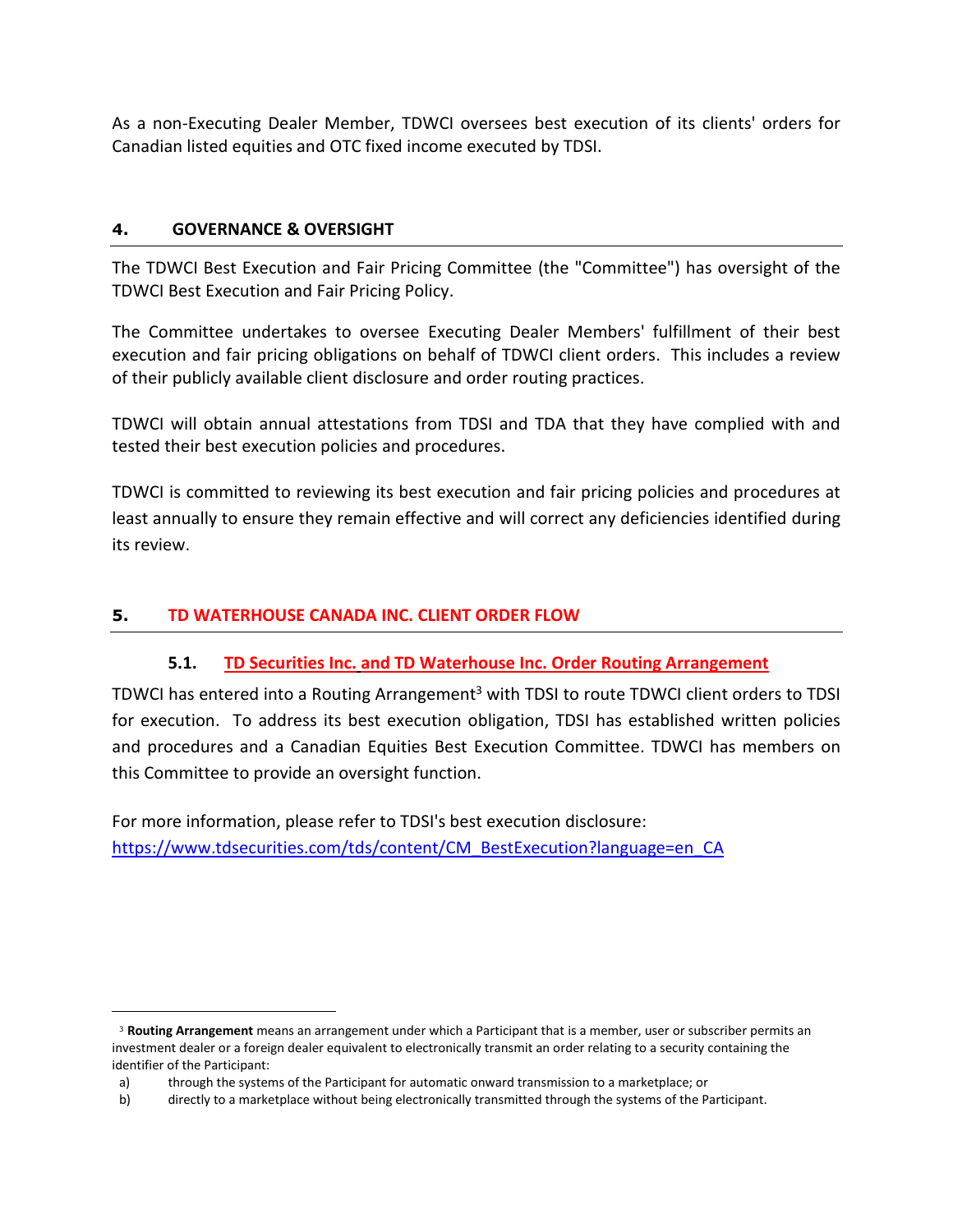As a non-Executing Dealer Member, TDWCI oversees best execution of its clients' orders for Canadian listed equities and OTC fixed income executed by TDSI.

## 4. GOVERNANCE & OVERSIGHT

The TDWCI Best Execution and Fair Pricing Committee (the "Committee") has oversight of the TDWCI Best Execution and Fair Pricing Policy.

The Committee undertakes to oversee Executing Dealer Members' fulfillment of their best execution and fair pricing obligations on behalf of TDWCI client orders. This includes a review of their publicly available client disclosure and order routing practices.

TDWCI will obtain annual attestations from TDSI and TDA that they have complied with and tested their best execution policies and procedures.

TDWCI is committed to reviewing its best execution and fair pricing policies and procedures at least annually to ensure they remain effective and will correct any deficiencies identified during its review.

## 5. TD WATERHOUSE CANADA INC. CLIENT ORDER FLOW

### 5.1. TD Securities Inc. and TD Waterhouse Inc. Order Routing Arrangement

TDWCI has entered into a Routing Arrangement[3] with TDSI to route TDWCI client orders to TDSI for execution. To address its best execution obligation, TDSI has established written policies and procedures and a Canadian Equities Best Execution Committee. TDWCI has members on this Committee to provide an oversight function.

For more information, please refer to TDSI's best execution disclosure:
[https://www.tdsecurities.com/tds/content/CM_BestExecution?language=en_CA](https://www.tdsecurities.com/tds/content/CM_BestExecution?language=en_CA)

---

[3] **Routing Arrangement** means an arrangement under which a Participant that is a member, user or subscriber permits an investment dealer or a foreign dealer equivalent to electronically transmit an order relating to a security containing the identifier of the Participant:

a) through the systems of the Participant for automatic onward transmission to a marketplace; or
b) directly to a marketplace without being electronically transmitted through the systems of the Participant.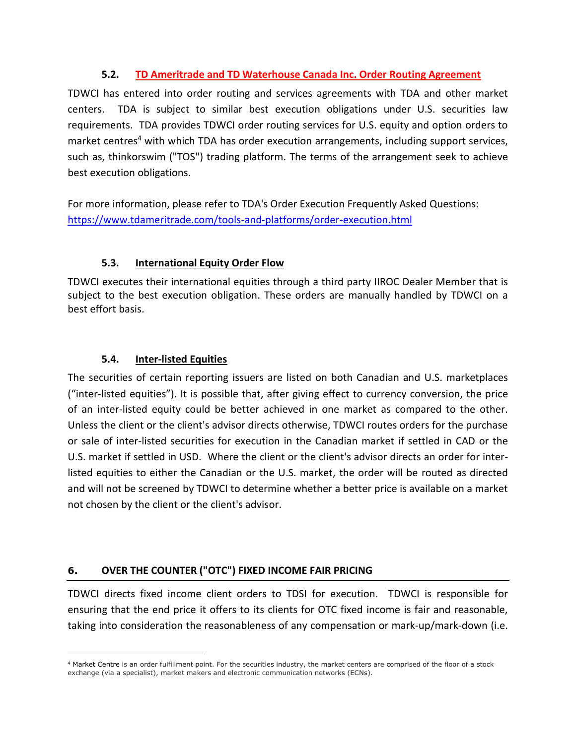### 5.2. TD Ameritrade and TD Waterhouse Canada Inc. Order Routing Agreement

TDWCI has entered into order routing and services agreements with TDA and other market centers. TDA is subject to similar best execution obligations under U.S. securities law requirements. TDA provides TDWCI order routing services for U.S. equity and option orders to market centres[4] with which TDA has order execution arrangements, including support services, such as, thinkorswim ("TOS") trading platform. The terms of the arrangement seek to achieve best execution obligations.

For more information, please refer to TDA's Order Execution Frequently Asked Questions: https://www.tdameritrade.com/tools-and-platforms/order-execution.html

### 5.3. International Equity Order Flow

TDWCI executes their international equities through a third party IIROC Dealer Member that is subject to the best execution obligation. These orders are manually handled by TDWCI on a best effort basis.

### 5.4. Inter-listed Equities

The securities of certain reporting issuers are listed on both Canadian and U.S. marketplaces ("inter-listed equities"). It is possible that, after giving effect to currency conversion, the price of an inter-listed equity could be better achieved in one market as compared to the other. Unless the client or the client's advisor directs otherwise, TDWCI routes orders for the purchase or sale of inter-listed securities for execution in the Canadian market if settled in CAD or the U.S. market if settled in USD. Where the client or the client's advisor directs an order for inter-listed equities to either the Canadian or the U.S. market, the order will be routed as directed and will not be screened by TDWCI to determine whether a better price is available on a market not chosen by the client or the client's advisor.

## 6. OVER THE COUNTER ("OTC") FIXED INCOME FAIR PRICING

TDWCI directs fixed income client orders to TDSI for execution. TDWCI is responsible for ensuring that the end price it offers to its clients for OTC fixed income is fair and reasonable, taking into consideration the reasonableness of any compensation or mark-up/mark-down (i.e.

---

[4] Market Centre is an order fulfillment point. For the securities industry, the market centers are comprised of the floor of a stock exchange (via a specialist), market makers and electronic communication networks (ECNs).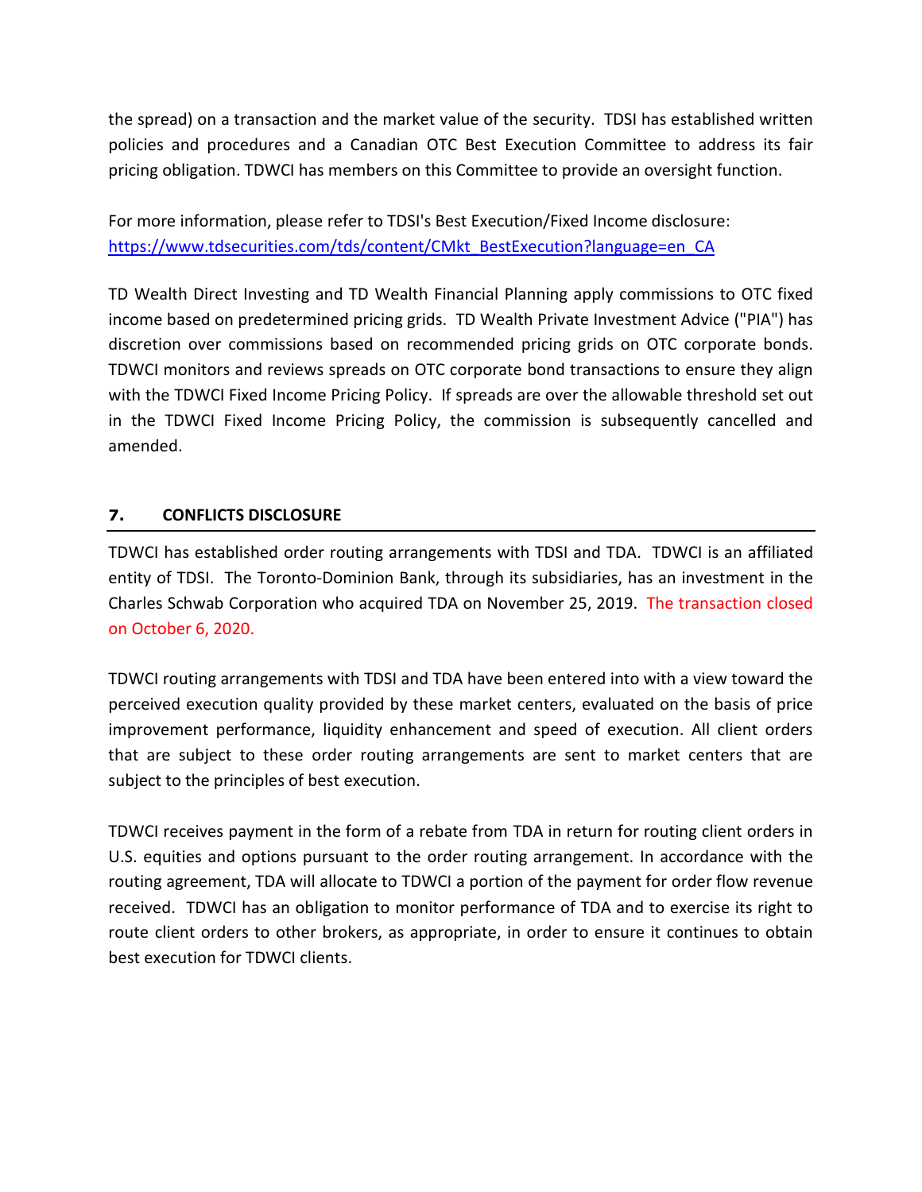the spread) on a transaction and the market value of the security. TDSI has established written policies and procedures and a Canadian OTC Best Execution Committee to address its fair pricing obligation. TDWCI has members on this Committee to provide an oversight function.

For more information, please refer to TDSI's Best Execution/Fixed Income disclosure: [https://www.tdsecurities.com/tds/content/CMkt_BestExecution?language=en_CA](https://www.tdsecurities.com/tds/content/CMkt_BestExecution?language=en_CA)

TD Wealth Direct Investing and TD Wealth Financial Planning apply commissions to OTC fixed income based on predetermined pricing grids. TD Wealth Private Investment Advice ("PIA") has discretion over commissions based on recommended pricing grids on OTC corporate bonds. TDWCI monitors and reviews spreads on OTC corporate bond transactions to ensure they align with the TDWCI Fixed Income Pricing Policy. If spreads are over the allowable threshold set out in the TDWCI Fixed Income Pricing Policy, the commission is subsequently cancelled and amended.

## 7. CONFLICTS DISCLOSURE

TDWCI has established order routing arrangements with TDSI and TDA. TDWCI is an affiliated entity of TDSI. The Toronto-Dominion Bank, through its subsidiaries, has an investment in the Charles Schwab Corporation who acquired TDA on November 25, 2019. The transaction closed on October 6, 2020.

TDWCI routing arrangements with TDSI and TDA have been entered into with a view toward the perceived execution quality provided by these market centers, evaluated on the basis of price improvement performance, liquidity enhancement and speed of execution. All client orders that are subject to these order routing arrangements are sent to market centers that are subject to the principles of best execution.

TDWCI receives payment in the form of a rebate from TDA in return for routing client orders in U.S. equities and options pursuant to the order routing arrangement. In accordance with the routing agreement, TDA will allocate to TDWCI a portion of the payment for order flow revenue received. TDWCI has an obligation to monitor performance of TDA and to exercise its right to route client orders to other brokers, as appropriate, in order to ensure it continues to obtain best execution for TDWCI clients.